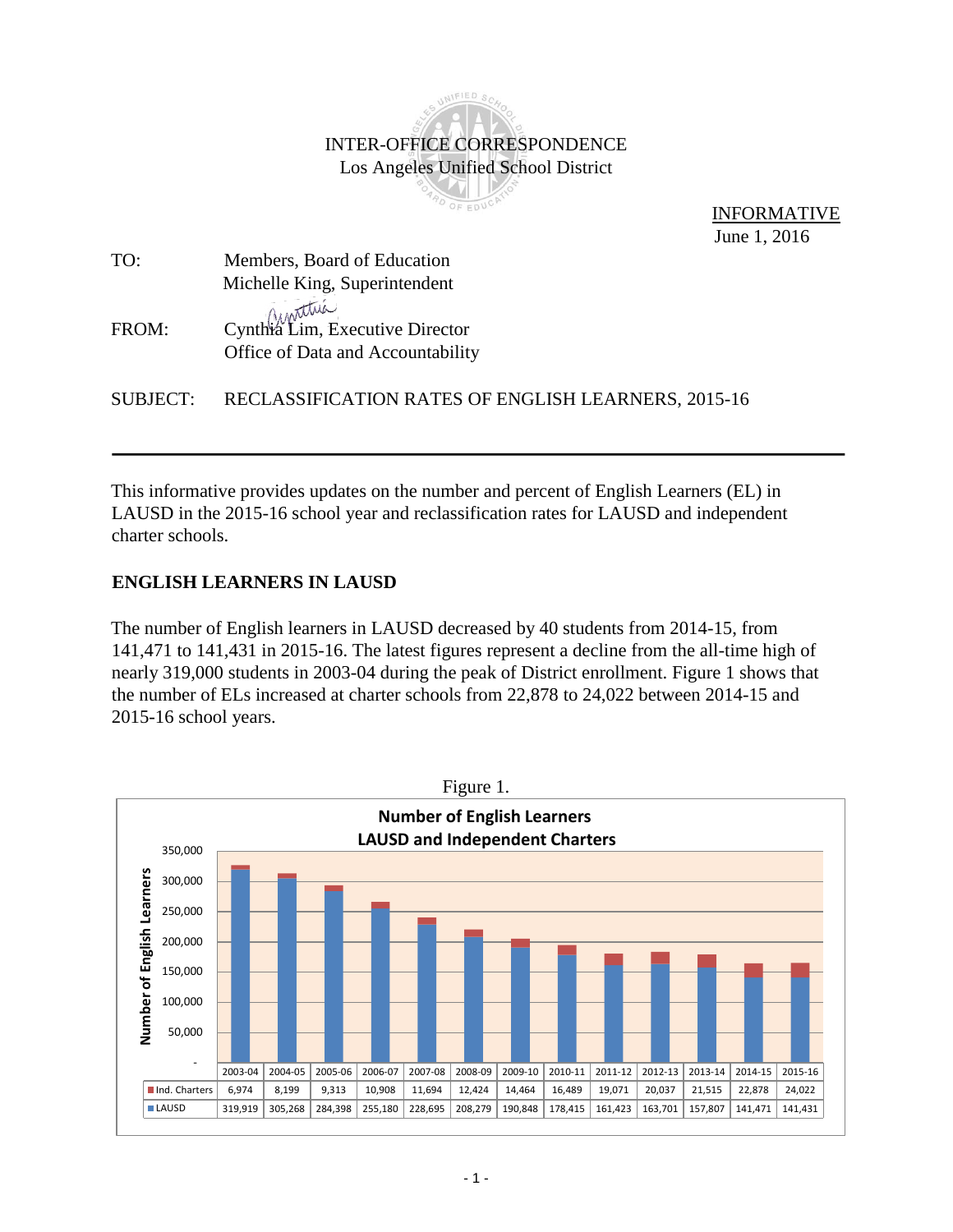INTER-OFFICE CORRESPONDENCE
Los Angeles Unified School District

INFORMATIVE
June 1, 2016

TO: Members, Board of Education
Michelle King, Superintendent

FROM: Cynthia Lim, Executive Director
Office of Data and Accountability

SUBJECT: RECLASSIFICATION RATES OF ENGLISH LEARNERS, 2015-16

---

This informative provides updates on the number and percent of English Learners (EL) in LAUSD in the 2015-16 school year and reclassification rates for LAUSD and independent charter schools.

## ENGLISH LEARNERS IN LAUSD

The number of English learners in LAUSD decreased by 40 students from 2014-15, from 141,471 to 141,431 in 2015-16. The latest figures represent a decline from the all-time high of nearly 319,000 students in 2003-04 during the peak of District enrollment. Figure 1 shows that the number of ELs increased at charter schools from 22,878 to 24,022 between 2014-15 and 2015-16 school years.

Figure 1.

**Number of English Learners LAUSD and Independent Charters**

| | 2003-04 | 2004-05 | 2005-06 | 2006-07 | 2007-08 | 2008-09 | 2009-10 | 2010-11 | 2011-12 | 2012-13 | 2013-14 | 2014-15 | 2015-16 |
|---|---|---|---|---|---|---|---|---|---|---|---|---|---|
| Ind. Charters | 6,974 | 8,199 | 9,313 | 10,908 | 11,694 | 12,424 | 14,464 | 16,489 | 19,071 | 20,037 | 21,515 | 22,878 | 24,022 |
| LAUSD | 319,919 | 305,268 | 284,398 | 255,180 | 228,695 | 208,279 | 190,848 | 178,415 | 161,423 | 163,701 | 157,807 | 141,471 | 141,431 |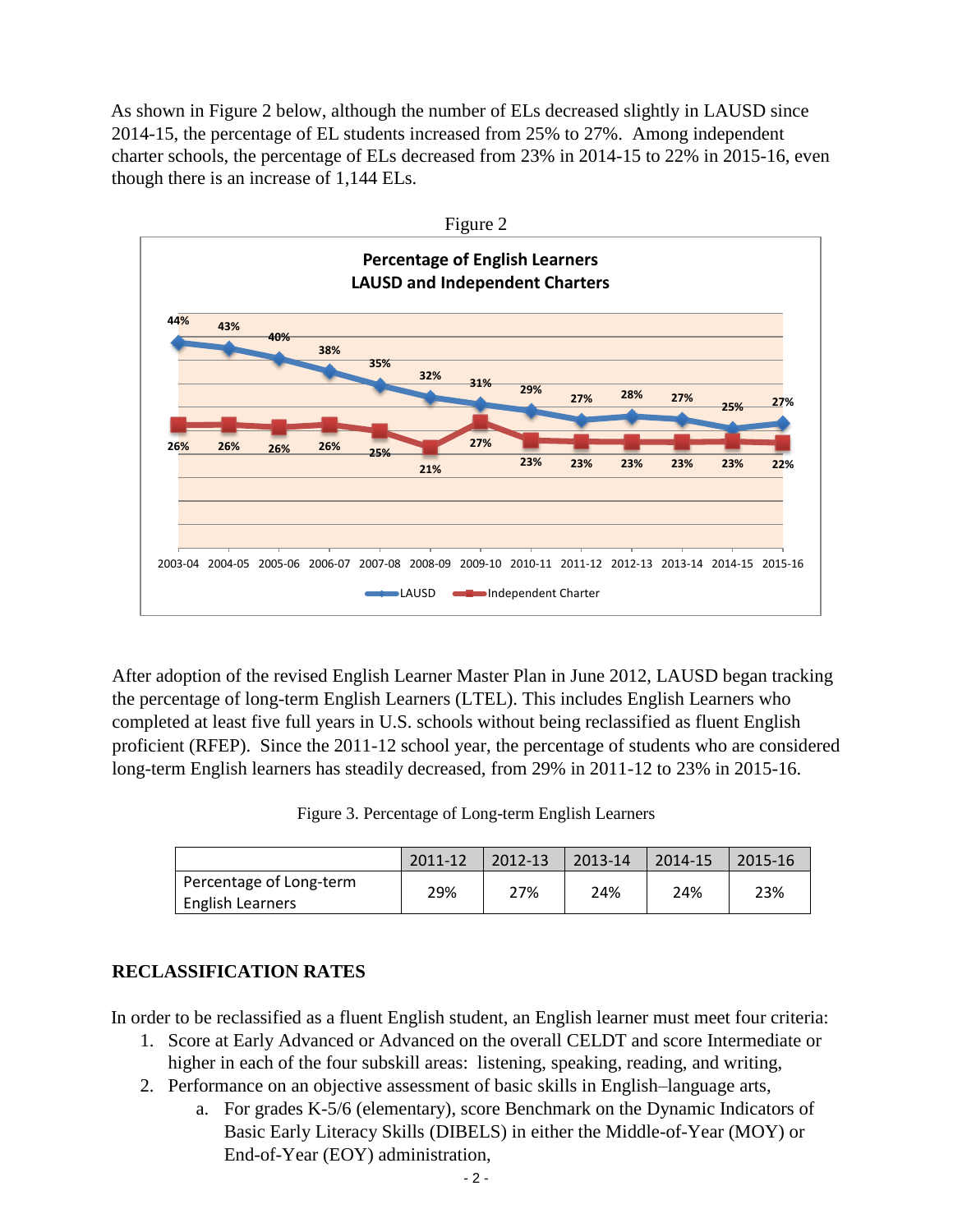As shown in Figure 2 below, although the number of ELs decreased slightly in LAUSD since 2014-15, the percentage of EL students increased from 25% to 27%. Among independent charter schools, the percentage of ELs decreased from 23% in 2014-15 to 22% in 2015-16, even though there is an increase of 1,144 ELs.

Figure 2

**Percentage of English Learners**
**LAUSD and Independent Charters**

| | 2003-04 | 2004-05 | 2005-06 | 2006-07 | 2007-08 | 2008-09 | 2009-10 | 2010-11 | 2011-12 | 2012-13 | 2013-14 | 2014-15 | 2015-16 |
|---|---|---|---|---|---|---|---|---|---|---|---|---|---|
| LAUSD | 44% | 43% | 40% | 38% | 35% | 32% | 31% | 29% | 27% | 28% | 27% | 25% | 27% |
| Independent Charter | 26% | 26% | 26% | 26% | 25% | 21% | 27% | 23% | 23% | 23% | 23% | 23% | 22% |

After adoption of the revised English Learner Master Plan in June 2012, LAUSD began tracking the percentage of long-term English Learners (LTEL). This includes English Learners who completed at least five full years in U.S. schools without being reclassified as fluent English proficient (RFEP). Since the 2011-12 school year, the percentage of students who are considered long-term English learners has steadily decreased, from 29% in 2011-12 to 23% in 2015-16.

Figure 3. Percentage of Long-term English Learners

| | 2011-12 | 2012-13 | 2013-14 | 2014-15 | 2015-16 |
|---|---|---|---|---|---|
| Percentage of Long-term English Learners | 29% | 27% | 24% | 24% | 23% |

## RECLASSIFICATION RATES

In order to be reclassified as a fluent English student, an English learner must meet four criteria:

1. Score at Early Advanced or Advanced on the overall CELDT and score Intermediate or higher in each of the four subskill areas: listening, speaking, reading, and writing,
2. Performance on an objective assessment of basic skills in English–language arts,
   a. For grades K-5/6 (elementary), score Benchmark on the Dynamic Indicators of Basic Early Literacy Skills (DIBELS) in either the Middle-of-Year (MOY) or End-of-Year (EOY) administration,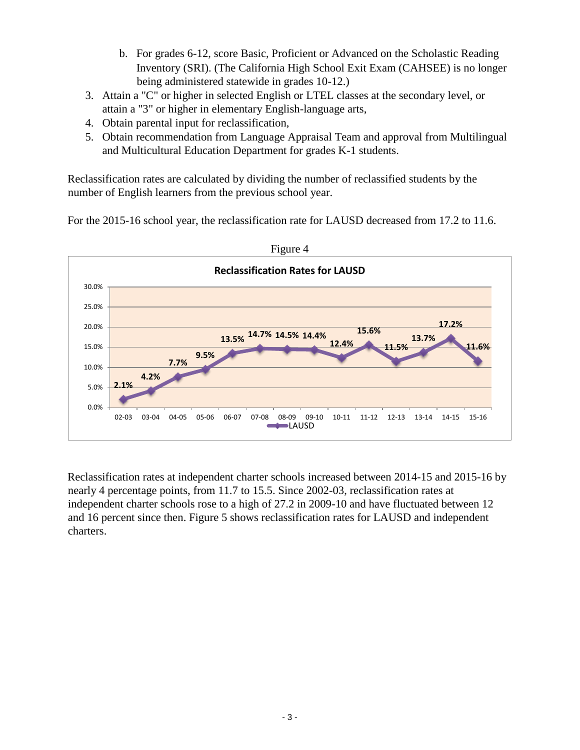b. For grades 6-12, score Basic, Proficient or Advanced on the Scholastic Reading Inventory (SRI). (The California High School Exit Exam (CAHSEE) is no longer being administered statewide in grades 10-12.)

3. Attain a "C" or higher in selected English or LTEL classes at the secondary level, or attain a "3" or higher in elementary English-language arts,
4. Obtain parental input for reclassification,
5. Obtain recommendation from Language Appraisal Team and approval from Multilingual and Multicultural Education Department for grades K-1 students.

Reclassification rates are calculated by dividing the number of reclassified students by the number of English learners from the previous school year.

For the 2015-16 school year, the reclassification rate for LAUSD decreased from 17.2 to 11.6.

Figure 4

**Reclassification Rates for LAUSD**

| Year | LAUSD |
|---|---|
| 02-03 | 2.1% |
| 03-04 | 4.2% |
| 04-05 | 7.7% |
| 05-06 | 9.5% |
| 06-07 | 13.5% |
| 07-08 | 14.7% |
| 08-09 | 14.5% |
| 09-10 | 14.4% |
| 10-11 | 12.4% |
| 11-12 | 15.6% |
| 12-13 | 11.5% |
| 13-14 | 13.7% |
| 14-15 | 17.2% |
| 15-16 | 11.6% |

Reclassification rates at independent charter schools increased between 2014-15 and 2015-16 by nearly 4 percentage points, from 11.7 to 15.5. Since 2002-03, reclassification rates at independent charter schools rose to a high of 27.2 in 2009-10 and have fluctuated between 12 and 16 percent since then. Figure 5 shows reclassification rates for LAUSD and independent charters.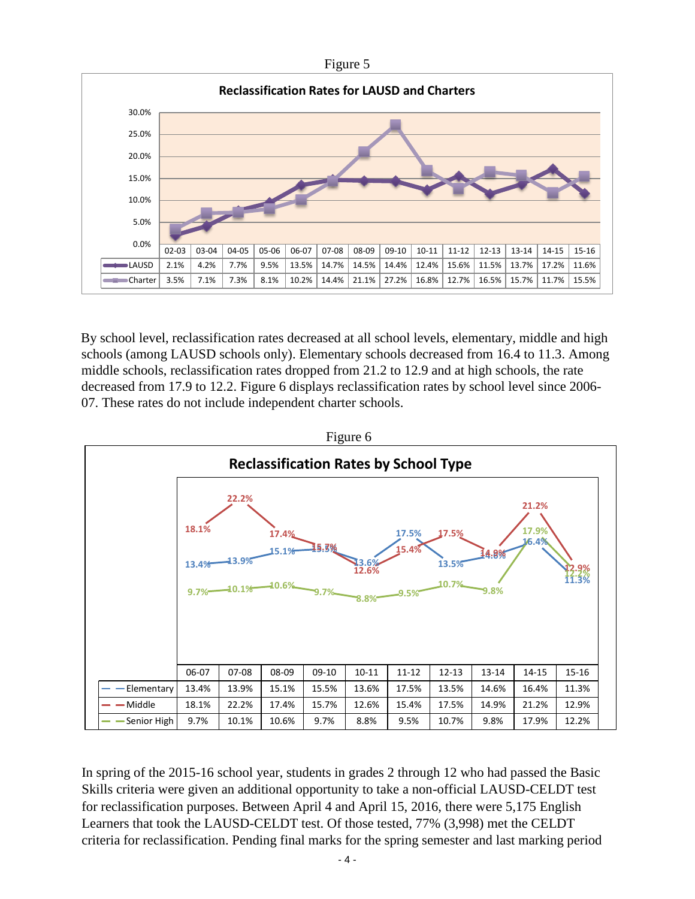Figure 5

**Reclassification Rates for LAUSD and Charters**

| | 02-03 | 03-04 | 04-05 | 05-06 | 06-07 | 07-08 | 08-09 | 09-10 | 10-11 | 11-12 | 12-13 | 13-14 | 14-15 | 15-16 |
|---|---|---|---|---|---|---|---|---|---|---|---|---|---|---|
| LAUSD | 2.1% | 4.2% | 7.7% | 9.5% | 13.5% | 14.7% | 14.5% | 14.4% | 12.4% | 15.6% | 11.5% | 13.7% | 17.2% | 11.6% |
| Charter | 3.5% | 7.1% | 7.3% | 8.1% | 10.2% | 14.4% | 21.1% | 27.2% | 16.8% | 12.7% | 16.5% | 15.7% | 11.7% | 15.5% |

By school level, reclassification rates decreased at all school levels, elementary, middle and high schools (among LAUSD schools only). Elementary schools decreased from 16.4 to 11.3. Among middle schools, reclassification rates dropped from 21.2 to 12.9 and at high schools, the rate decreased from 17.9 to 12.2. Figure 6 displays reclassification rates by school level since 2006-07. These rates do not include independent charter schools.

Figure 6

**Reclassification Rates by School Type**

| | 06-07 | 07-08 | 08-09 | 09-10 | 10-11 | 11-12 | 12-13 | 13-14 | 14-15 | 15-16 |
|---|---|---|---|---|---|---|---|---|---|---|
| Elementary | 13.4% | 13.9% | 15.1% | 15.5% | 13.6% | 17.5% | 13.5% | 14.6% | 16.4% | 11.3% |
| Middle | 18.1% | 22.2% | 17.4% | 15.7% | 12.6% | 15.4% | 17.5% | 14.9% | 21.2% | 12.9% |
| Senior High | 9.7% | 10.1% | 10.6% | 9.7% | 8.8% | 9.5% | 10.7% | 9.8% | 17.9% | 12.2% |

In spring of the 2015-16 school year, students in grades 2 through 12 who had passed the Basic Skills criteria were given an additional opportunity to take a non-official LAUSD-CELDT test for reclassification purposes. Between April 4 and April 15, 2016, there were 5,175 English Learners that took the LAUSD-CELDT test. Of those tested, 77% (3,998) met the CELDT criteria for reclassification. Pending final marks for the spring semester and last marking period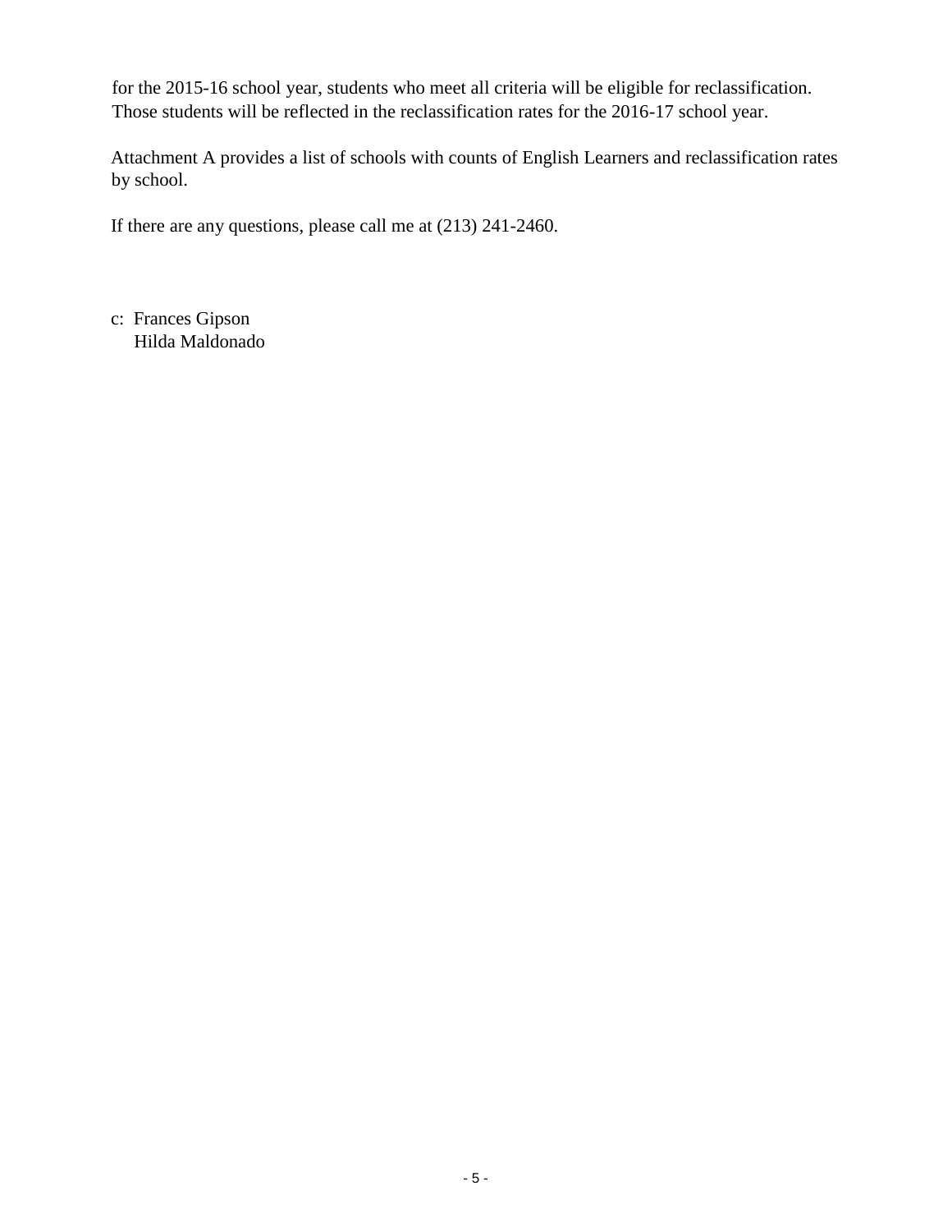for the 2015-16 school year, students who meet all criteria will be eligible for reclassification. Those students will be reflected in the reclassification rates for the 2016-17 school year.

Attachment A provides a list of schools with counts of English Learners and reclassification rates by school.

If there are any questions, please call me at (213) 241-2460.

c: Frances Gipson
Hilda Maldonado